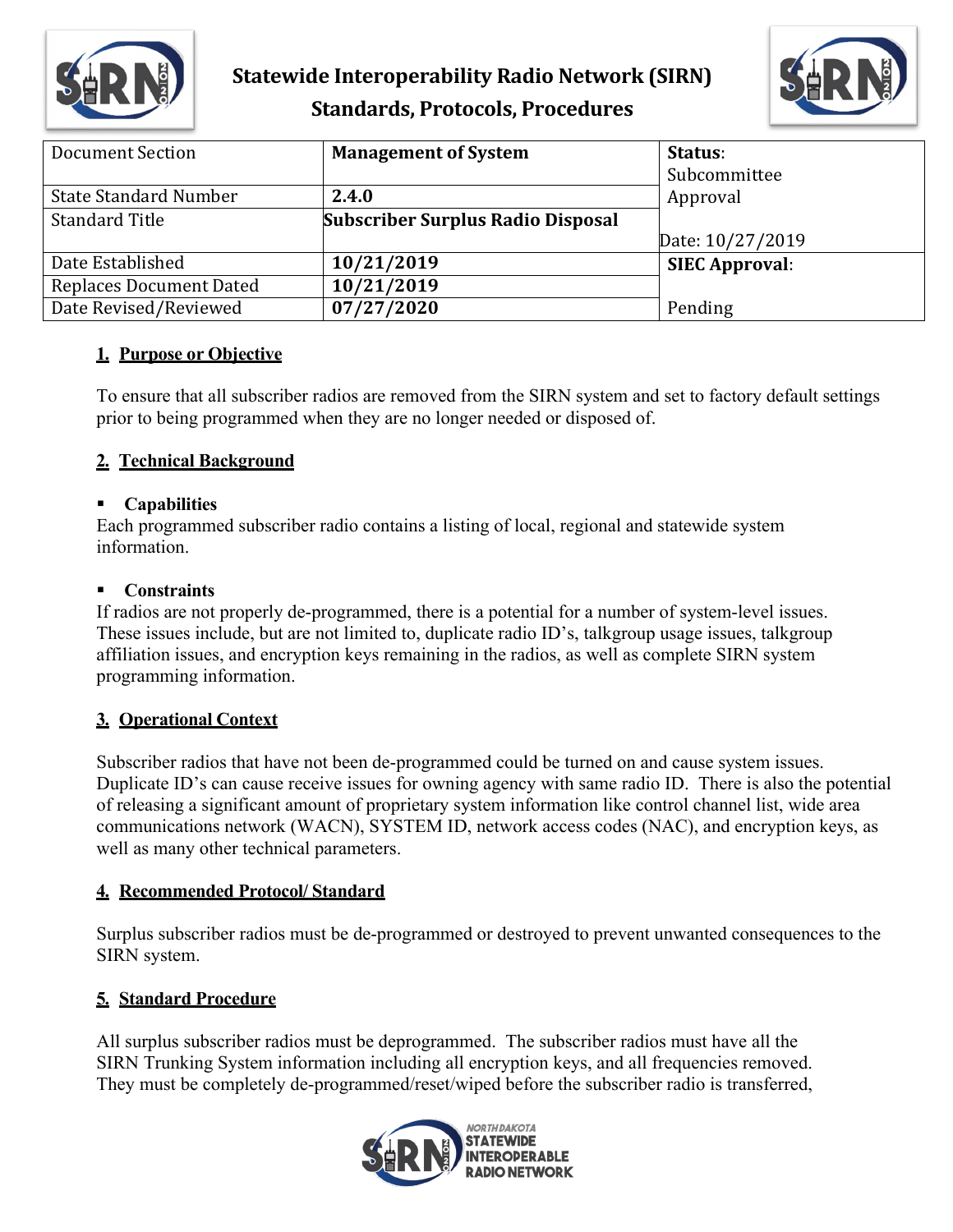# Statewide Interoperability Radio Network (SIRN)
## Standards, Protocols, Procedures

| | | |
|---|---|---|
| Document Section | **Management of System** | **Status**: Subcommittee Approval<br><br>Date: 10/27/2019 |
| State Standard Number | **2.4.0** | |
| Standard Title | **Subscriber Surplus Radio Disposal** | |
| Date Established | **10/21/2019** | **SIEC Approval**:<br><br>Pending |
| Replaces Document Dated | **10/21/2019** | |
| Date Revised/Reviewed | **07/27/2020** | |

### 1. Purpose or Objective

To ensure that all subscriber radios are removed from the SIRN system and set to factory default settings prior to being programmed when they are no longer needed or disposed of.

### 2. Technical Background

- **Capabilities**

Each programmed subscriber radio contains a listing of local, regional and statewide system information.

- **Constraints**

If radios are not properly de-programmed, there is a potential for a number of system-level issues. These issues include, but are not limited to, duplicate radio ID's, talkgroup usage issues, talkgroup affiliation issues, and encryption keys remaining in the radios, as well as complete SIRN system programming information.

### 3. Operational Context

Subscriber radios that have not been de-programmed could be turned on and cause system issues. Duplicate ID's can cause receive issues for owning agency with same radio ID. There is also the potential of releasing a significant amount of proprietary system information like control channel list, wide area communications network (WACN), SYSTEM ID, network access codes (NAC), and encryption keys, as well as many other technical parameters.

### 4. Recommended Protocol/ Standard

Surplus subscriber radios must be de-programmed or destroyed to prevent unwanted consequences to the SIRN system.

### 5. Standard Procedure

All surplus subscriber radios must be deprogrammed. The subscriber radios must have all the SIRN Trunking System information including all encryption keys, and all frequencies removed. They must be completely de-programmed/reset/wiped before the subscriber radio is transferred,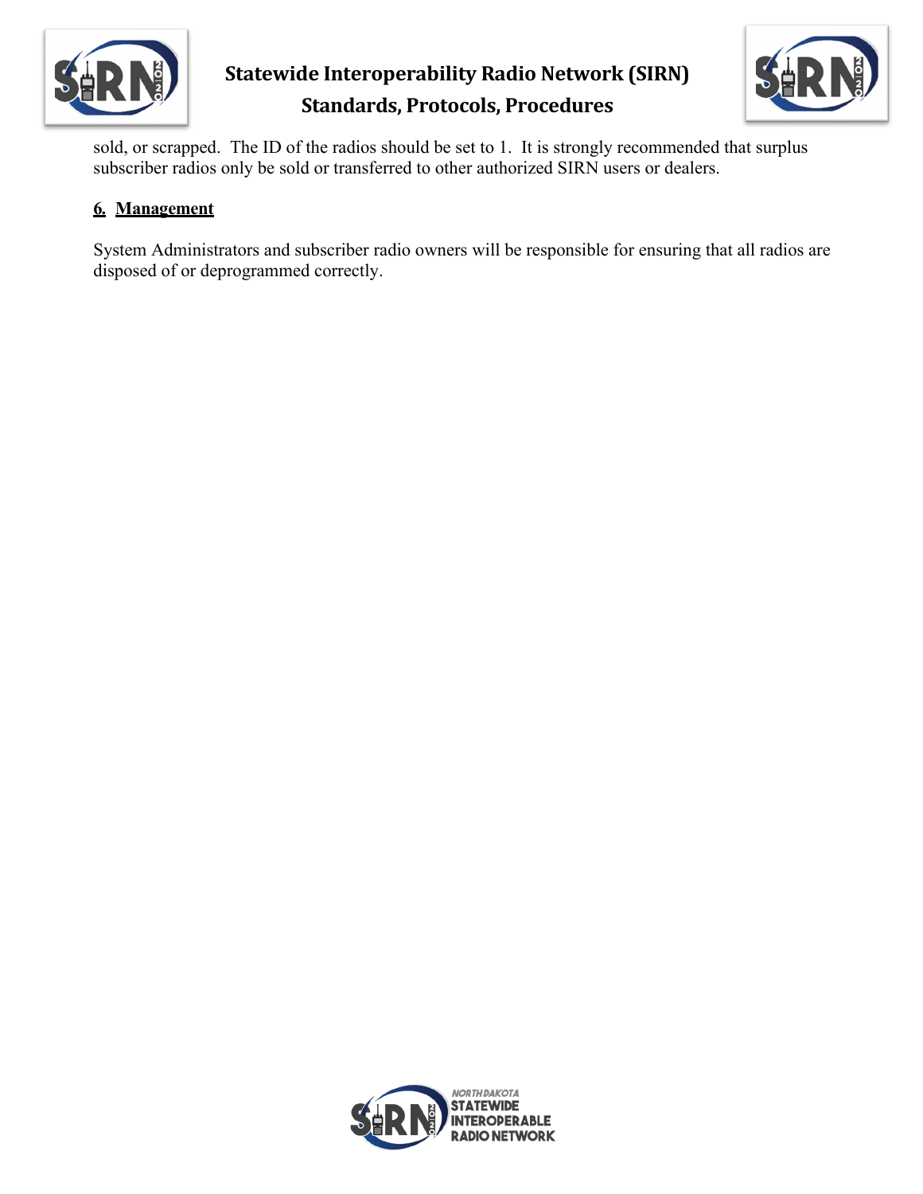sold, or scrapped. The ID of the radios should be set to 1. It is strongly recommended that surplus subscriber radios only be sold or transferred to other authorized SIRN users or dealers.

## 6. Management

System Administrators and subscriber radio owners will be responsible for ensuring that all radios are disposed of or deprogrammed correctly.